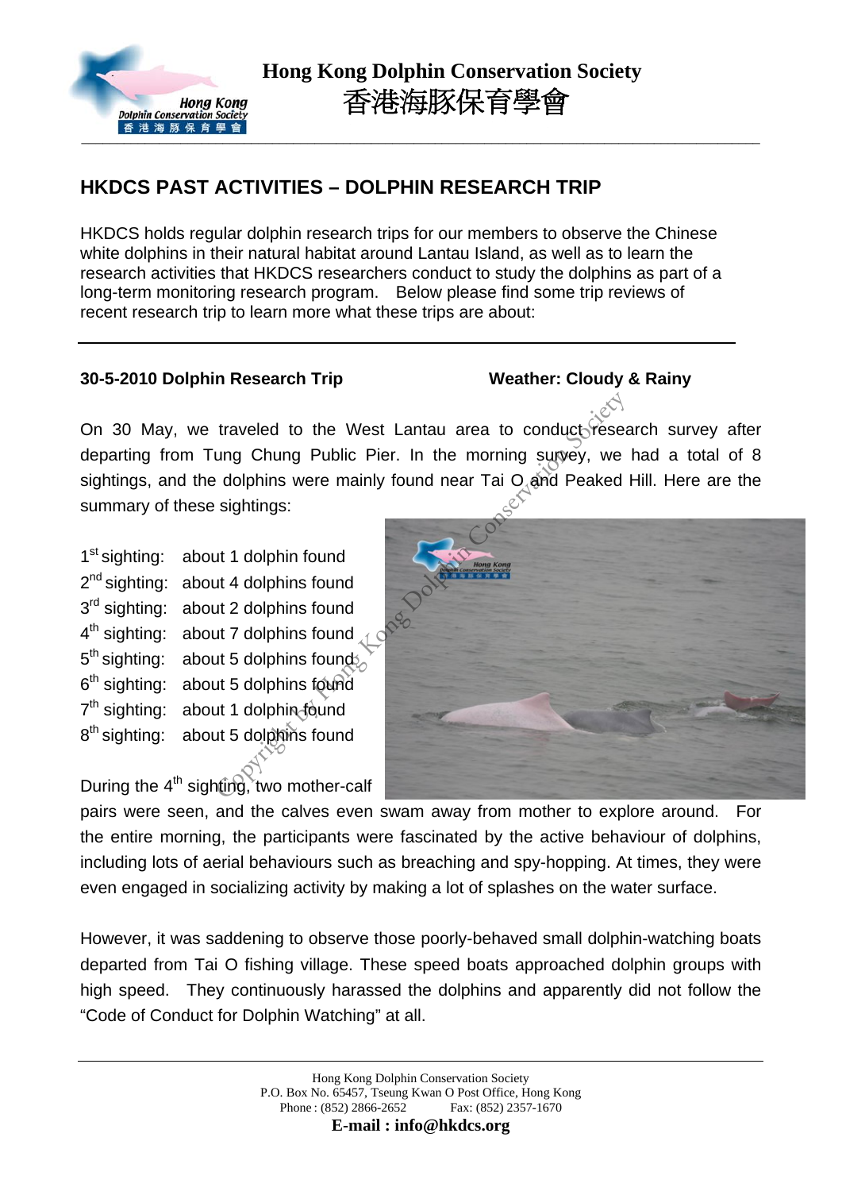# HKDCS PAST ACTIVITIES – DOLPHIN RESEARCH TRIP

HKDCS holds regular dolphin research trips for our members to observe the Chinese white dolphins in their natural habitat around Lantau Island, as well as to learn the research activities that HKDCS researchers conduct to study the dolphins as part of a long-term monitoring research program. Below please find some trip reviews of recent research trip to learn more what these trips are about:

---

**30-5-2010 Dolphin Research Trip** **Weather: Cloudy & Rainy**

On 30 May, we traveled to the West Lantau area to conduct research survey after departing from Tung Chung Public Pier. In the morning survey, we had a total of 8 sightings, and the dolphins were mainly found near Tai O and Peaked Hill. Here are the summary of these sightings:

1st sighting: about 1 dolphin found
2nd sighting: about 4 dolphins found
3rd sighting: about 2 dolphins found
4th sighting: about 7 dolphins found
5th sighting: about 5 dolphins found
6th sighting: about 5 dolphins found
7th sighting: about 1 dolphin found
8th sighting: about 5 dolphins found

During the 4th sighting, two mother-calf pairs were seen, and the calves even swam away from mother to explore around. For the entire morning, the participants were fascinated by the active behaviour of dolphins, including lots of aerial behaviours such as breaching and spy-hopping. At times, they were even engaged in socializing activity by making a lot of splashes on the water surface.

However, it was saddening to observe those poorly-behaved small dolphin-watching boats departed from Tai O fishing village. These speed boats approached dolphin groups with high speed. They continuously harassed the dolphins and apparently did not follow the "Code of Conduct for Dolphin Watching" at all.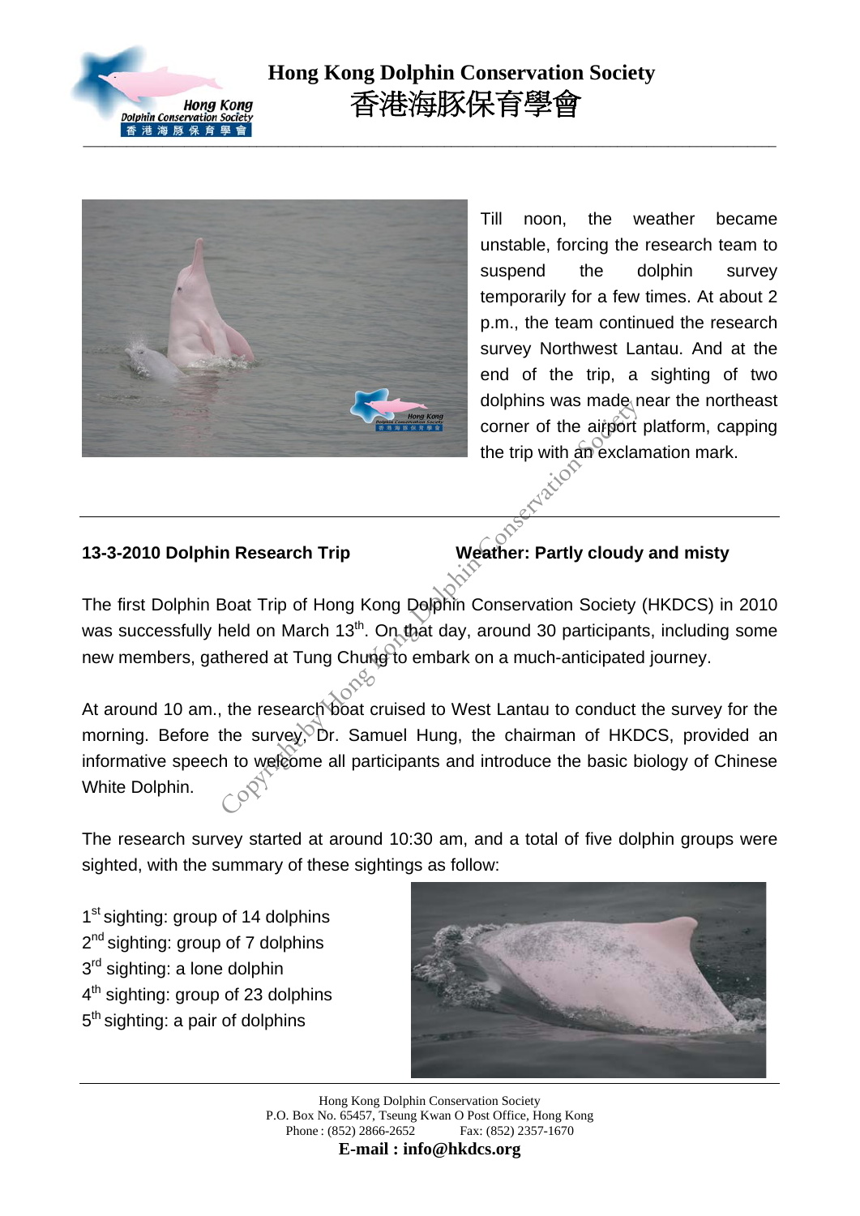Till noon, the weather became unstable, forcing the research team to suspend the dolphin survey temporarily for a few times. At about 2 p.m., the team continued the research survey Northwest Lantau. And at the end of the trip, a sighting of two dolphins was made near the northeast corner of the airport platform, capping the trip with an exclamation mark.

---

**13-3-2010 Dolphin Research Trip** **Weather: Partly cloudy and misty**

The first Dolphin Boat Trip of Hong Kong Dolphin Conservation Society (HKDCS) in 2010 was successfully held on March 13th. On that day, around 30 participants, including some new members, gathered at Tung Chung to embark on a much-anticipated journey.

At around 10 am., the research boat cruised to West Lantau to conduct the survey for the morning. Before the survey, Dr. Samuel Hung, the chairman of HKDCS, provided an informative speech to welcome all participants and introduce the basic biology of Chinese White Dolphin.

The research survey started at around 10:30 am, and a total of five dolphin groups were sighted, with the summary of these sightings as follow:

1st sighting: group of 14 dolphins
2nd sighting: group of 7 dolphins
3rd sighting: a lone dolphin
4th sighting: group of 23 dolphins
5th sighting: a pair of dolphins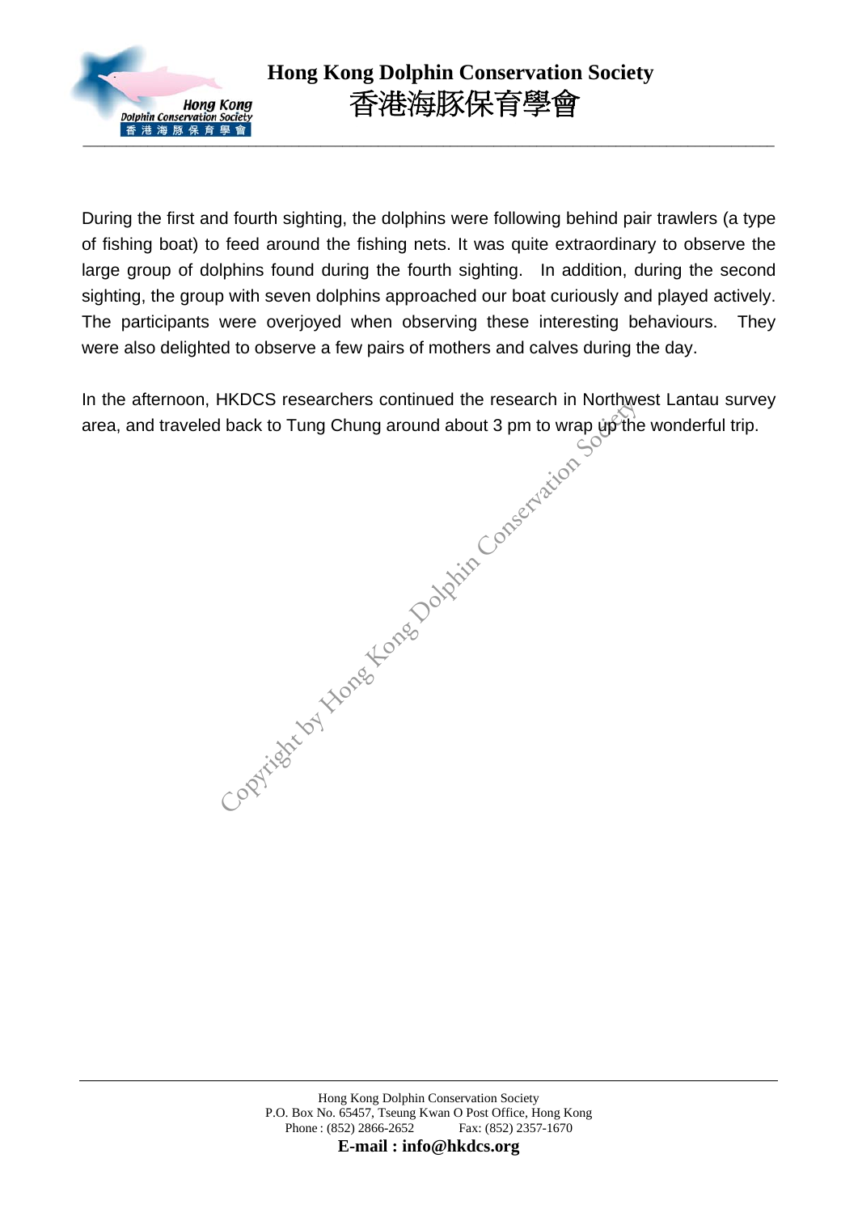During the first and fourth sighting, the dolphins were following behind pair trawlers (a type of fishing boat) to feed around the fishing nets. It was quite extraordinary to observe the large group of dolphins found during the fourth sighting. In addition, during the second sighting, the group with seven dolphins approached our boat curiously and played actively. The participants were overjoyed when observing these interesting behaviours. They were also delighted to observe a few pairs of mothers and calves during the day.

In the afternoon, HKDCS researchers continued the research in Northwest Lantau survey area, and traveled back to Tung Chung around about 3 pm to wrap up the wonderful trip.